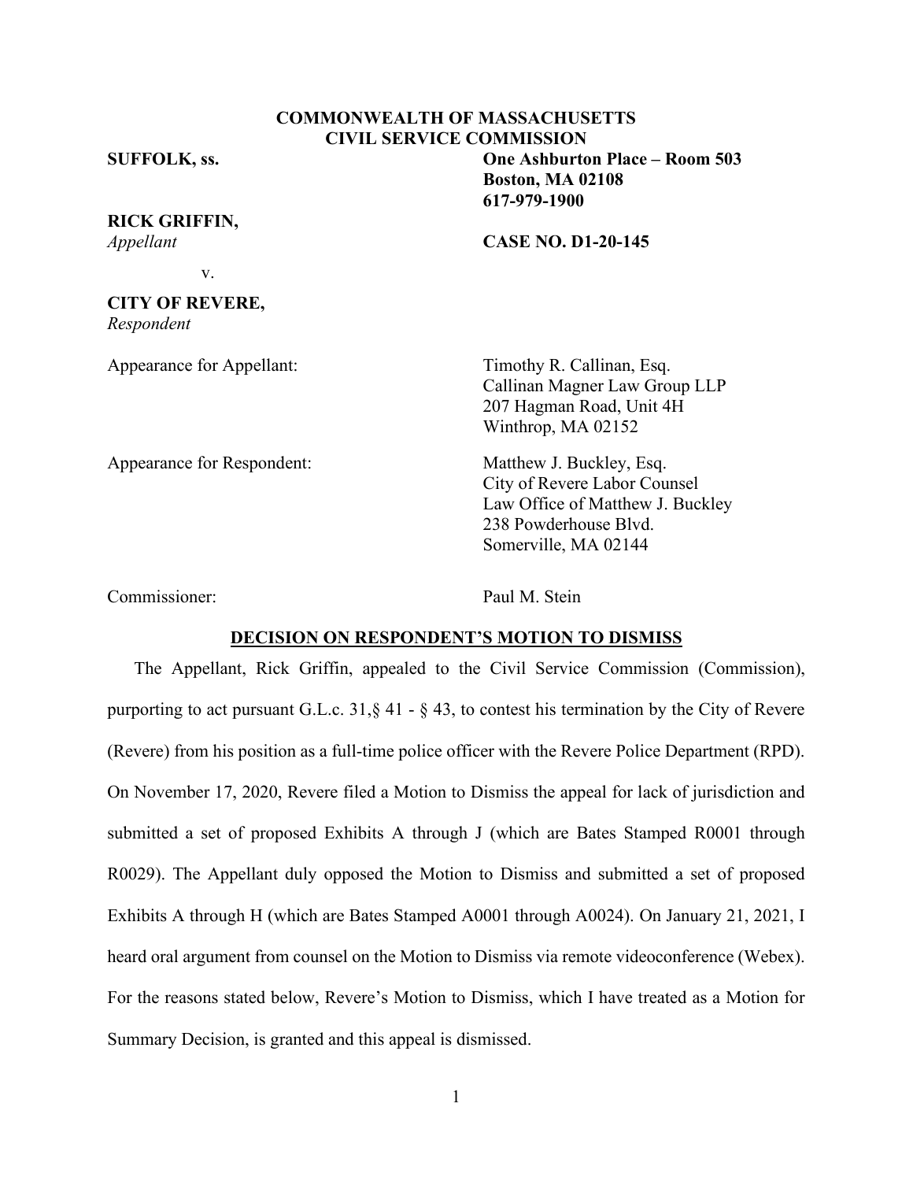**COMMONWEALTH OF MASSACHUSETTS**
**CIVIL SERVICE COMMISSION**

**SUFFOLK, ss.**

**One Ashburton Place – Room 503**
**Boston, MA 02108**
**617-979-1900**

**RICK GRIFFIN,**
*Appellant*

v.

**CITY OF REVERE,**
*Respondent*

**CASE NO. D1-20-145**

Appearance for Appellant: Timothy R. Callinan, Esq.
Callinan Magner Law Group LLP
207 Hagman Road, Unit 4H
Winthrop, MA 02152

Appearance for Respondent: Matthew J. Buckley, Esq.
City of Revere Labor Counsel
Law Office of Matthew J. Buckley
238 Powderhouse Blvd.
Somerville, MA 02144

Commissioner: Paul M. Stein

**DECISION ON RESPONDENT'S MOTION TO DISMISS**

The Appellant, Rick Griffin, appealed to the Civil Service Commission (Commission), purporting to act pursuant G.L.c. 31,§ 41 - § 43, to contest his termination by the City of Revere (Revere) from his position as a full-time police officer with the Revere Police Department (RPD). On November 17, 2020, Revere filed a Motion to Dismiss the appeal for lack of jurisdiction and submitted a set of proposed Exhibits A through J (which are Bates Stamped R0001 through R0029). The Appellant duly opposed the Motion to Dismiss and submitted a set of proposed Exhibits A through H (which are Bates Stamped A0001 through A0024). On January 21, 2021, I heard oral argument from counsel on the Motion to Dismiss via remote videoconference (Webex). For the reasons stated below, Revere's Motion to Dismiss, which I have treated as a Motion for Summary Decision, is granted and this appeal is dismissed.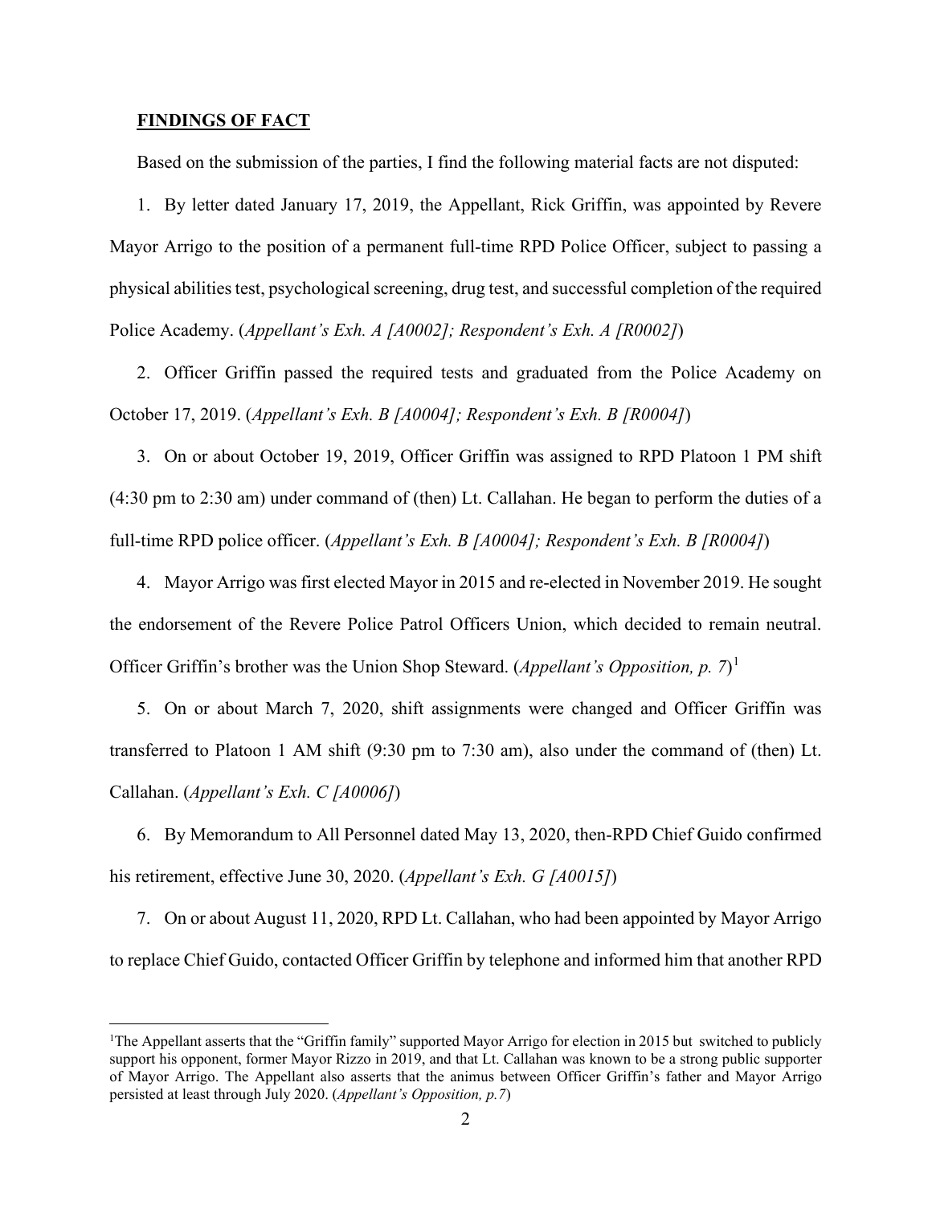**FINDINGS OF FACT**

Based on the submission of the parties, I find the following material facts are not disputed:

1. By letter dated January 17, 2019, the Appellant, Rick Griffin, was appointed by Revere Mayor Arrigo to the position of a permanent full-time RPD Police Officer, subject to passing a physical abilities test, psychological screening, drug test, and successful completion of the required Police Academy. (*Appellant's Exh. A [A0002]; Respondent's Exh. A [R0002]*)

2. Officer Griffin passed the required tests and graduated from the Police Academy on October 17, 2019. (*Appellant's Exh. B [A0004]; Respondent's Exh. B [R0004]*)

3. On or about October 19, 2019, Officer Griffin was assigned to RPD Platoon 1 PM shift (4:30 pm to 2:30 am) under command of (then) Lt. Callahan. He began to perform the duties of a full-time RPD police officer. (*Appellant's Exh. B [A0004]; Respondent's Exh. B [R0004]*)

4. Mayor Arrigo was first elected Mayor in 2015 and re-elected in November 2019. He sought the endorsement of the Revere Police Patrol Officers Union, which decided to remain neutral. Officer Griffin's brother was the Union Shop Steward. (*Appellant's Opposition, p. 7*)[1]

5. On or about March 7, 2020, shift assignments were changed and Officer Griffin was transferred to Platoon 1 AM shift (9:30 pm to 7:30 am), also under the command of (then) Lt. Callahan. (*Appellant's Exh. C [A0006]*)

6. By Memorandum to All Personnel dated May 13, 2020, then-RPD Chief Guido confirmed his retirement, effective June 30, 2020. (*Appellant's Exh. G [A0015]*)

7. On or about August 11, 2020, RPD Lt. Callahan, who had been appointed by Mayor Arrigo to replace Chief Guido, contacted Officer Griffin by telephone and informed him that another RPD

[1] The Appellant asserts that the "Griffin family" supported Mayor Arrigo for election in 2015 but switched to publicly support his opponent, former Mayor Rizzo in 2019, and that Lt. Callahan was known to be a strong public supporter of Mayor Arrigo. The Appellant also asserts that the animus between Officer Griffin's father and Mayor Arrigo persisted at least through July 2020. (*Appellant's Opposition, p.7*)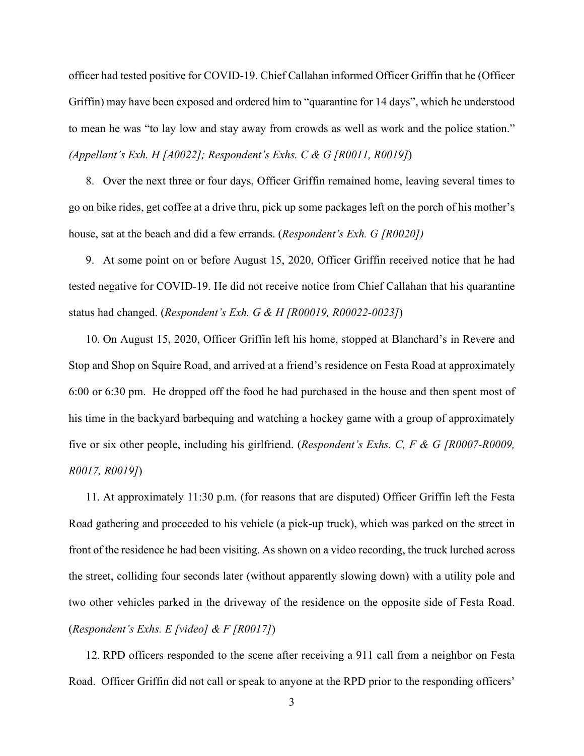officer had tested positive for COVID-19. Chief Callahan informed Officer Griffin that he (Officer Griffin) may have been exposed and ordered him to "quarantine for 14 days", which he understood to mean he was "to lay low and stay away from crowds as well as work and the police station." *(Appellant's Exh. H [A0022]; Respondent's Exhs. C & G [R0011, R0019]*)

8. Over the next three or four days, Officer Griffin remained home, leaving several times to go on bike rides, get coffee at a drive thru, pick up some packages left on the porch of his mother's house, sat at the beach and did a few errands. (*Respondent's Exh. G [R0020])*

9. At some point on or before August 15, 2020, Officer Griffin received notice that he had tested negative for COVID-19. He did not receive notice from Chief Callahan that his quarantine status had changed. (*Respondent's Exh. G & H [R00019, R00022-0023]*)

10. On August 15, 2020, Officer Griffin left his home, stopped at Blanchard's in Revere and Stop and Shop on Squire Road, and arrived at a friend's residence on Festa Road at approximately 6:00 or 6:30 pm. He dropped off the food he had purchased in the house and then spent most of his time in the backyard barbequing and watching a hockey game with a group of approximately five or six other people, including his girlfriend. (*Respondent's Exhs. C, F & G [R0007-R0009, R0017, R0019]*)

11. At approximately 11:30 p.m. (for reasons that are disputed) Officer Griffin left the Festa Road gathering and proceeded to his vehicle (a pick-up truck), which was parked on the street in front of the residence he had been visiting. As shown on a video recording, the truck lurched across the street, colliding four seconds later (without apparently slowing down) with a utility pole and two other vehicles parked in the driveway of the residence on the opposite side of Festa Road. (*Respondent's Exhs. E [video] & F [R0017]*)

12. RPD officers responded to the scene after receiving a 911 call from a neighbor on Festa Road. Officer Griffin did not call or speak to anyone at the RPD prior to the responding officers'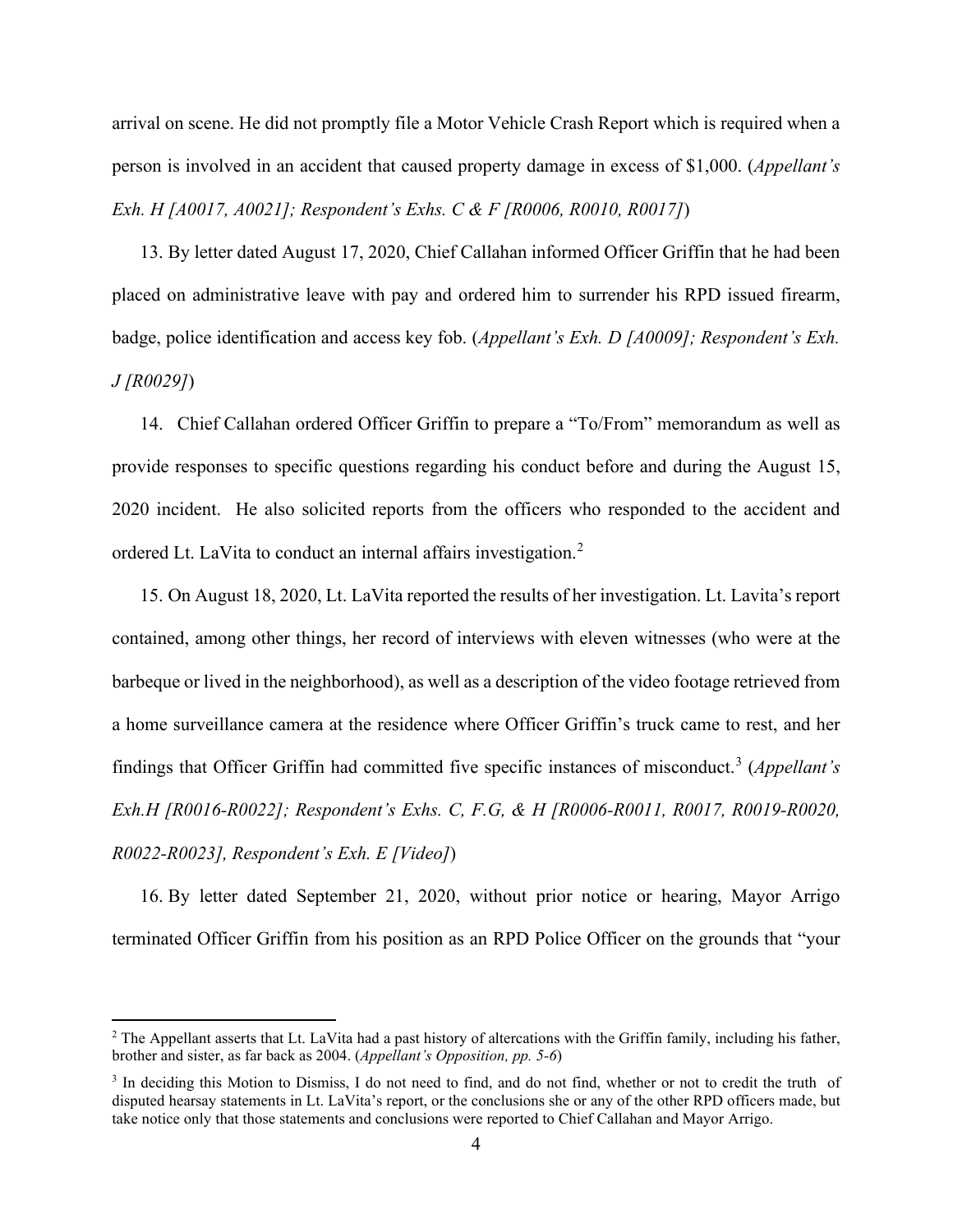arrival on scene. He did not promptly file a Motor Vehicle Crash Report which is required when a person is involved in an accident that caused property damage in excess of $1,000. (*Appellant's Exh. H [A0017, A0021]; Respondent's Exhs. C & F [R0006, R0010, R0017]*)

13. By letter dated August 17, 2020, Chief Callahan informed Officer Griffin that he had been placed on administrative leave with pay and ordered him to surrender his RPD issued firearm, badge, police identification and access key fob. (*Appellant's Exh. D [A0009]; Respondent's Exh. J [R0029]*)

14. Chief Callahan ordered Officer Griffin to prepare a "To/From" memorandum as well as provide responses to specific questions regarding his conduct before and during the August 15, 2020 incident. He also solicited reports from the officers who responded to the accident and ordered Lt. LaVita to conduct an internal affairs investigation.[2]

15. On August 18, 2020, Lt. LaVita reported the results of her investigation. Lt. Lavita's report contained, among other things, her record of interviews with eleven witnesses (who were at the barbeque or lived in the neighborhood), as well as a description of the video footage retrieved from a home surveillance camera at the residence where Officer Griffin's truck came to rest, and her findings that Officer Griffin had committed five specific instances of misconduct.[3] (*Appellant's Exh.H [R0016-R0022]; Respondent's Exhs. C, F.G, & H [R0006-R0011, R0017, R0019-R0020, R0022-R0023], Respondent's Exh. E [Video]*)

16. By letter dated September 21, 2020, without prior notice or hearing, Mayor Arrigo terminated Officer Griffin from his position as an RPD Police Officer on the grounds that "your

---

[2] The Appellant asserts that Lt. LaVita had a past history of altercations with the Griffin family, including his father, brother and sister, as far back as 2004. (*Appellant's Opposition, pp. 5-6*)

[3] In deciding this Motion to Dismiss, I do not need to find, and do not find, whether or not to credit the truth of disputed hearsay statements in Lt. LaVita's report, or the conclusions she or any of the other RPD officers made, but take notice only that those statements and conclusions were reported to Chief Callahan and Mayor Arrigo.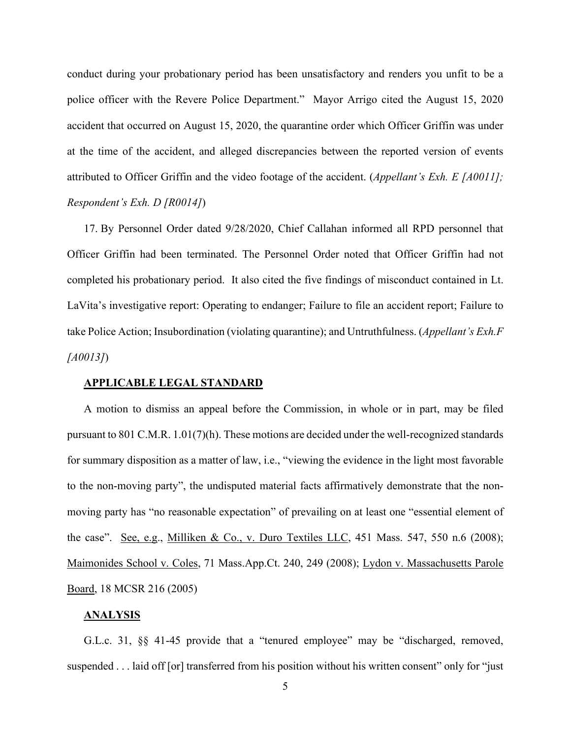conduct during your probationary period has been unsatisfactory and renders you unfit to be a police officer with the Revere Police Department." Mayor Arrigo cited the August 15, 2020 accident that occurred on August 15, 2020, the quarantine order which Officer Griffin was under at the time of the accident, and alleged discrepancies between the reported version of events attributed to Officer Griffin and the video footage of the accident. (*Appellant's Exh. E [A0011]; Respondent's Exh. D [R0014]*)

17. By Personnel Order dated 9/28/2020, Chief Callahan informed all RPD personnel that Officer Griffin had been terminated. The Personnel Order noted that Officer Griffin had not completed his probationary period. It also cited the five findings of misconduct contained in Lt. LaVita's investigative report: Operating to endanger; Failure to file an accident report; Failure to take Police Action; Insubordination (violating quarantine); and Untruthfulness. (*Appellant's Exh.F [A0013]*)

## **APPLICABLE LEGAL STANDARD**

A motion to dismiss an appeal before the Commission, in whole or in part, may be filed pursuant to 801 C.M.R. 1.01(7)(h). These motions are decided under the well-recognized standards for summary disposition as a matter of law, i.e., "viewing the evidence in the light most favorable to the non-moving party", the undisputed material facts affirmatively demonstrate that the non-moving party has "no reasonable expectation" of prevailing on at least one "essential element of the case". See, e.g., Milliken & Co., v. Duro Textiles LLC, 451 Mass. 547, 550 n.6 (2008); Maimonides School v. Coles, 71 Mass.App.Ct. 240, 249 (2008); Lydon v. Massachusetts Parole Board, 18 MCSR 216 (2005)

## **ANALYSIS**

G.L.c. 31, §§ 41-45 provide that a "tenured employee" may be "discharged, removed, suspended . . . laid off [or] transferred from his position without his written consent" only for "just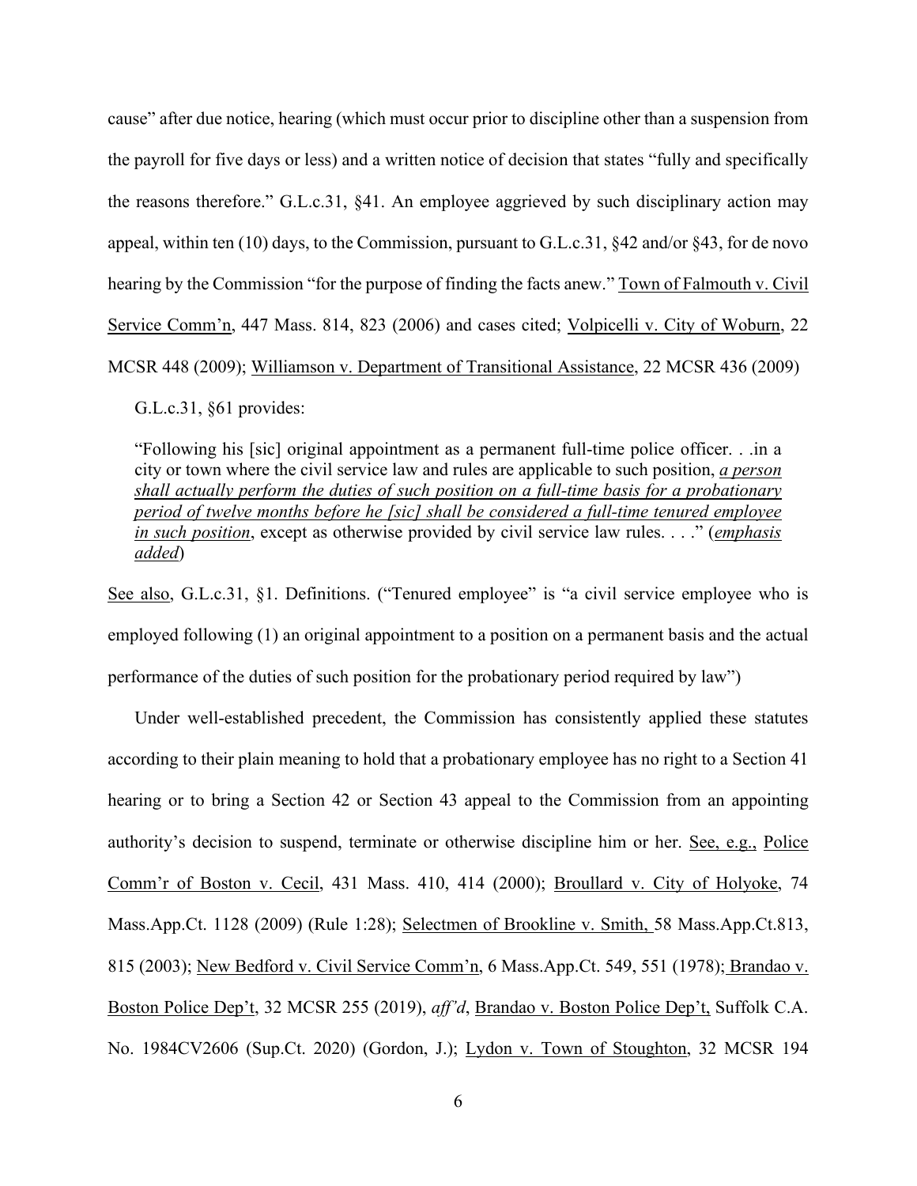cause" after due notice, hearing (which must occur prior to discipline other than a suspension from the payroll for five days or less) and a written notice of decision that states "fully and specifically the reasons therefore." G.L.c.31, §41. An employee aggrieved by such disciplinary action may appeal, within ten (10) days, to the Commission, pursuant to G.L.c.31, §42 and/or §43, for de novo hearing by the Commission "for the purpose of finding the facts anew." Town of Falmouth v. Civil Service Comm'n, 447 Mass. 814, 823 (2006) and cases cited; Volpicelli v. City of Woburn, 22 MCSR 448 (2009); Williamson v. Department of Transitional Assistance, 22 MCSR 436 (2009)

G.L.c.31, §61 provides:

> "Following his [sic] original appointment as a permanent full-time police officer. . .in a city or town where the civil service law and rules are applicable to such position, *a person shall actually perform the duties of such position on a full-time basis for a probationary period of twelve months before he [sic] shall be considered a full-time tenured employee in such position*, except as otherwise provided by civil service law rules. . . ." (*emphasis added*)

See also, G.L.c.31, §1. Definitions. ("Tenured employee" is "a civil service employee who is employed following (1) an original appointment to a position on a permanent basis and the actual performance of the duties of such position for the probationary period required by law")

Under well-established precedent, the Commission has consistently applied these statutes according to their plain meaning to hold that a probationary employee has no right to a Section 41 hearing or to bring a Section 42 or Section 43 appeal to the Commission from an appointing authority's decision to suspend, terminate or otherwise discipline him or her. See, e.g., Police Comm'r of Boston v. Cecil, 431 Mass. 410, 414 (2000); Broullard v. City of Holyoke, 74 Mass.App.Ct. 1128 (2009) (Rule 1:28); Selectmen of Brookline v. Smith, 58 Mass.App.Ct.813, 815 (2003); New Bedford v. Civil Service Comm'n, 6 Mass.App.Ct. 549, 551 (1978); Brandao v. Boston Police Dep't, 32 MCSR 255 (2019), *aff'd*, Brandao v. Boston Police Dep't, Suffolk C.A. No. 1984CV2606 (Sup.Ct. 2020) (Gordon, J.); Lydon v. Town of Stoughton, 32 MCSR 194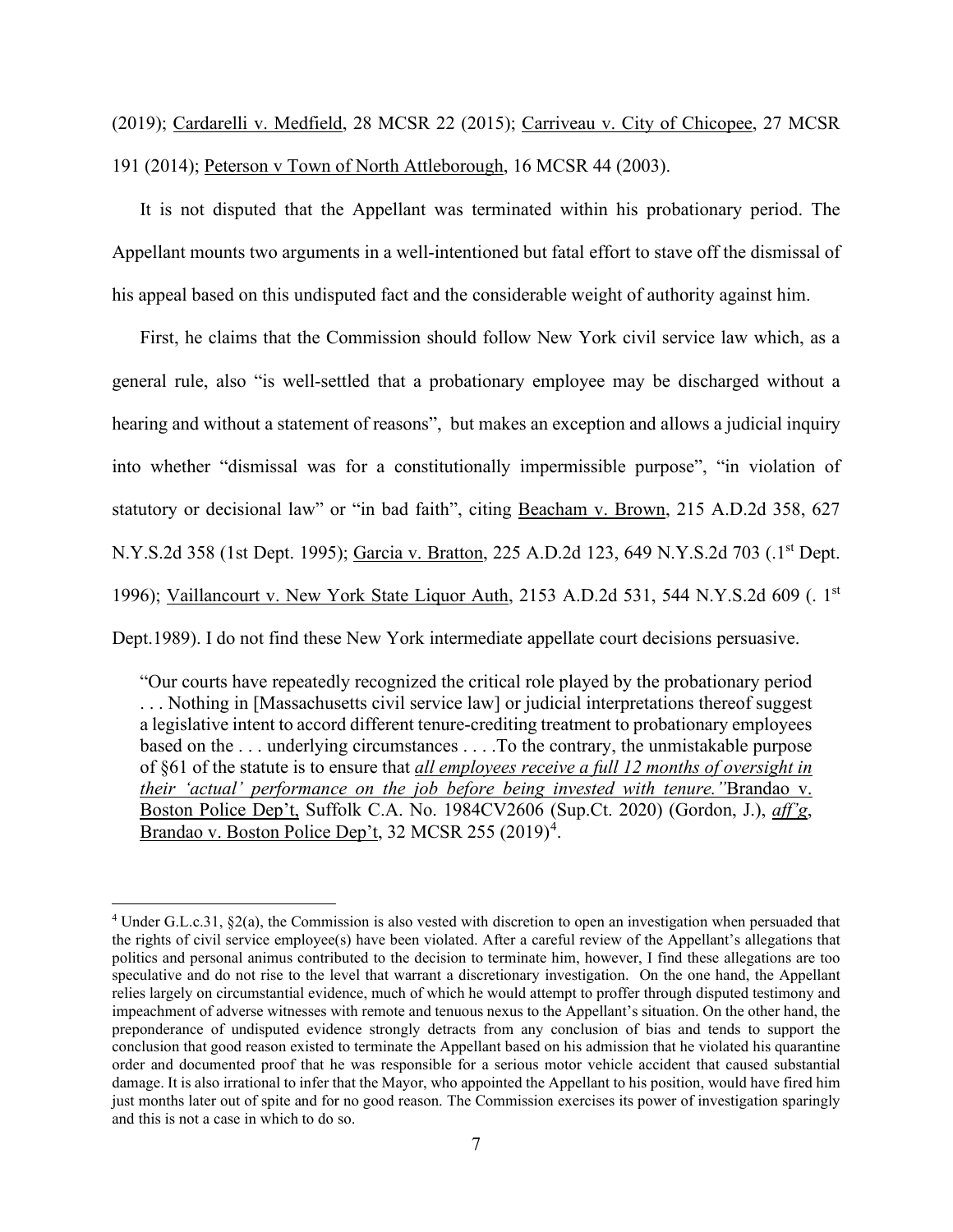(2019); Cardarelli v. Medfield, 28 MCSR 22 (2015); Carriveau v. City of Chicopee, 27 MCSR 191 (2014); Peterson v Town of North Attleborough, 16 MCSR 44 (2003).

It is not disputed that the Appellant was terminated within his probationary period. The Appellant mounts two arguments in a well-intentioned but fatal effort to stave off the dismissal of his appeal based on this undisputed fact and the considerable weight of authority against him.

First, he claims that the Commission should follow New York civil service law which, as a general rule, also "is well-settled that a probationary employee may be discharged without a hearing and without a statement of reasons", but makes an exception and allows a judicial inquiry into whether "dismissal was for a constitutionally impermissible purpose", "in violation of statutory or decisional law" or "in bad faith", citing Beacham v. Brown, 215 A.D.2d 358, 627 N.Y.S.2d 358 (1st Dept. 1995); Garcia v. Bratton, 225 A.D.2d 123, 649 N.Y.S.2d 703 (.1st Dept. 1996); Vaillancourt v. New York State Liquor Auth, 2153 A.D.2d 531, 544 N.Y.S.2d 609 (. 1st Dept.1989). I do not find these New York intermediate appellate court decisions persuasive.

> "Our courts have repeatedly recognized the critical role played by the probationary period . . . Nothing in [Massachusetts civil service law] or judicial interpretations thereof suggest a legislative intent to accord different tenure-crediting treatment to probationary employees based on the . . . underlying circumstances . . . .To the contrary, the unmistakable purpose of §61 of the statute is to ensure that ***all employees receive a full 12 months of oversight in their 'actual' performance on the job before being invested with tenure.***" Brandao v. Boston Police Dep't, Suffolk C.A. No. 1984CV2606 (Sup.Ct. 2020) (Gordon, J.), *aff'g*, Brandao v. Boston Police Dep't, 32 MCSR 255 (2019)[4].

---

[4] Under G.L.c.31, §2(a), the Commission is also vested with discretion to open an investigation when persuaded that the rights of civil service employee(s) have been violated. After a careful review of the Appellant's allegations that politics and personal animus contributed to the decision to terminate him, however, I find these allegations are too speculative and do not rise to the level that warrant a discretionary investigation. On the one hand, the Appellant relies largely on circumstantial evidence, much of which he would attempt to proffer through disputed testimony and impeachment of adverse witnesses with remote and tenuous nexus to the Appellant's situation. On the other hand, the preponderance of undisputed evidence strongly detracts from any conclusion of bias and tends to support the conclusion that good reason existed to terminate the Appellant based on his admission that he violated his quarantine order and documented proof that he was responsible for a serious motor vehicle accident that caused substantial damage. It is also irrational to infer that the Mayor, who appointed the Appellant to his position, would have fired him just months later out of spite and for no good reason. The Commission exercises its power of investigation sparingly and this is not a case in which to do so.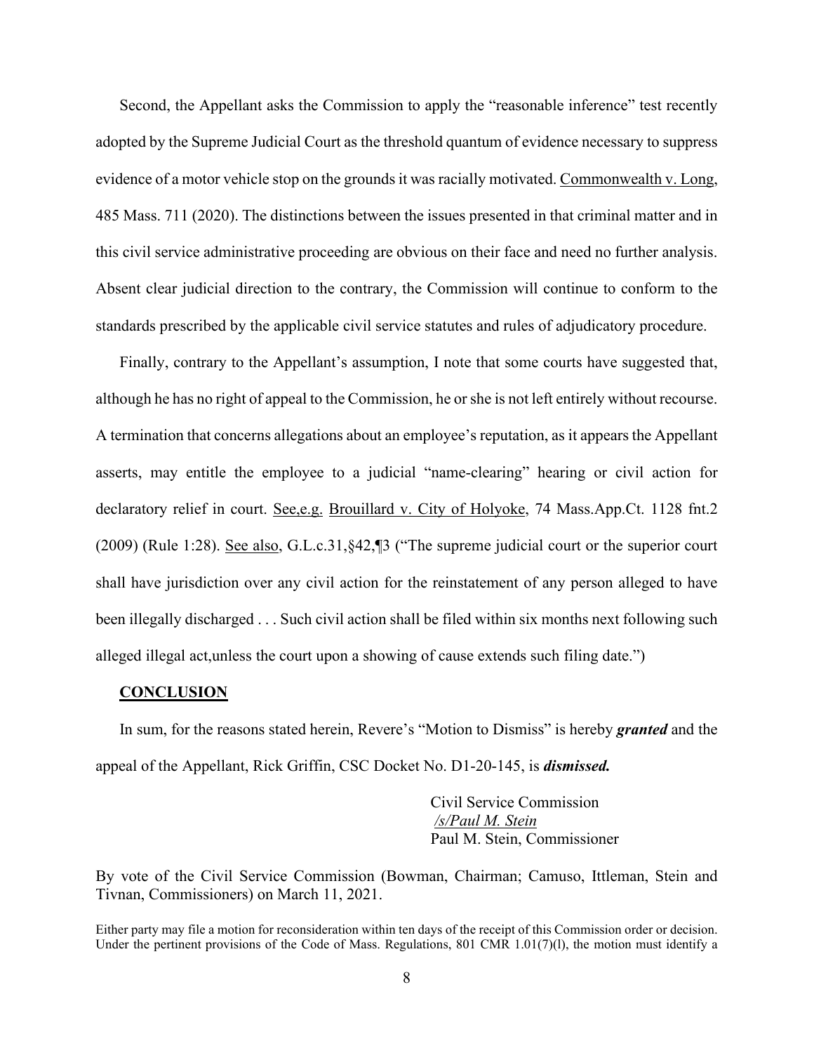Second, the Appellant asks the Commission to apply the "reasonable inference" test recently adopted by the Supreme Judicial Court as the threshold quantum of evidence necessary to suppress evidence of a motor vehicle stop on the grounds it was racially motivated. Commonwealth v. Long, 485 Mass. 711 (2020). The distinctions between the issues presented in that criminal matter and in this civil service administrative proceeding are obvious on their face and need no further analysis. Absent clear judicial direction to the contrary, the Commission will continue to conform to the standards prescribed by the applicable civil service statutes and rules of adjudicatory procedure.

Finally, contrary to the Appellant's assumption, I note that some courts have suggested that, although he has no right of appeal to the Commission, he or she is not left entirely without recourse. A termination that concerns allegations about an employee's reputation, as it appears the Appellant asserts, may entitle the employee to a judicial "name-clearing" hearing or civil action for declaratory relief in court. See,e.g. Brouillard v. City of Holyoke, 74 Mass.App.Ct. 1128 fnt.2 (2009) (Rule 1:28). See also, G.L.c.31,§42,¶3 ("The supreme judicial court or the superior court shall have jurisdiction over any civil action for the reinstatement of any person alleged to have been illegally discharged . . . Such civil action shall be filed within six months next following such alleged illegal act,unless the court upon a showing of cause extends such filing date.")

**CONCLUSION**

In sum, for the reasons stated herein, Revere's "Motion to Dismiss" is hereby ***granted*** and the appeal of the Appellant, Rick Griffin, CSC Docket No. D1-20-145, is ***dismissed.***

Civil Service Commission
*/s/Paul M. Stein*
Paul M. Stein, Commissioner

By vote of the Civil Service Commission (Bowman, Chairman; Camuso, Ittleman, Stein and Tivnan, Commissioners) on March 11, 2021.

Either party may file a motion for reconsideration within ten days of the receipt of this Commission order or decision. Under the pertinent provisions of the Code of Mass. Regulations, 801 CMR 1.01(7)(l), the motion must identify a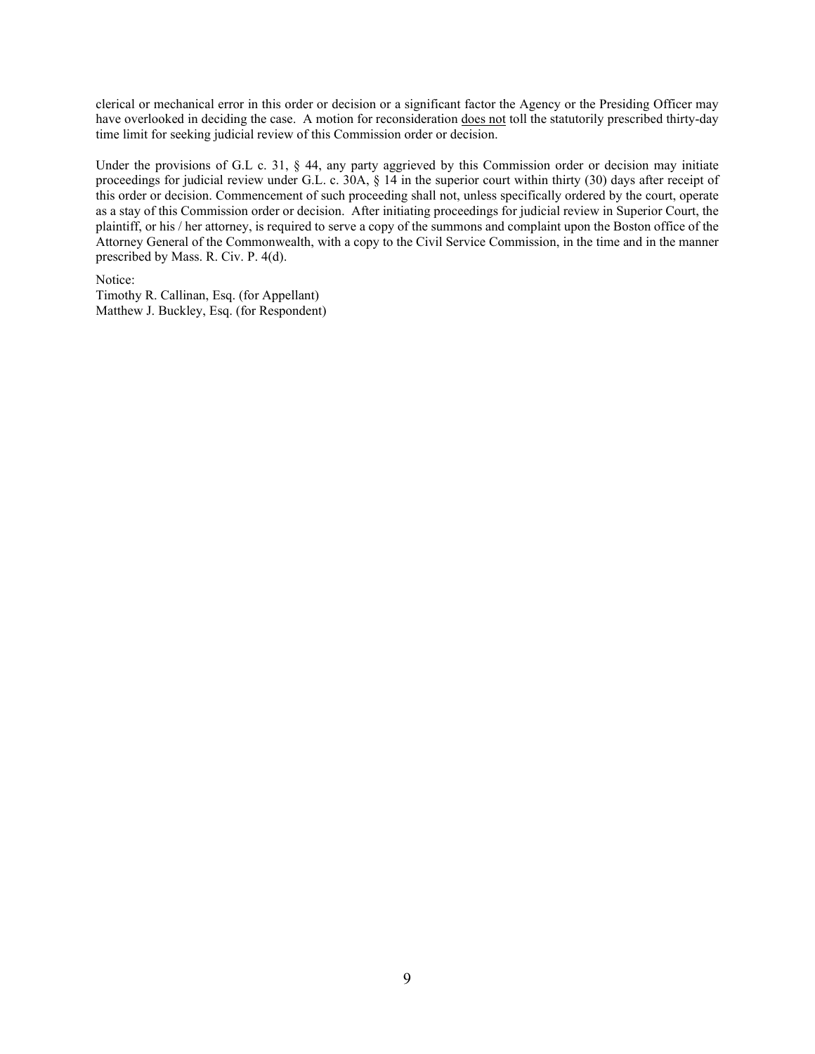clerical or mechanical error in this order or decision or a significant factor the Agency or the Presiding Officer may have overlooked in deciding the case. A motion for reconsideration does not toll the statutorily prescribed thirty-day time limit for seeking judicial review of this Commission order or decision.

Under the provisions of G.L c. 31, § 44, any party aggrieved by this Commission order or decision may initiate proceedings for judicial review under G.L. c. 30A, § 14 in the superior court within thirty (30) days after receipt of this order or decision. Commencement of such proceeding shall not, unless specifically ordered by the court, operate as a stay of this Commission order or decision. After initiating proceedings for judicial review in Superior Court, the plaintiff, or his / her attorney, is required to serve a copy of the summons and complaint upon the Boston office of the Attorney General of the Commonwealth, with a copy to the Civil Service Commission, in the time and in the manner prescribed by Mass. R. Civ. P. 4(d).

Notice:
Timothy R. Callinan, Esq. (for Appellant)
Matthew J. Buckley, Esq. (for Respondent)